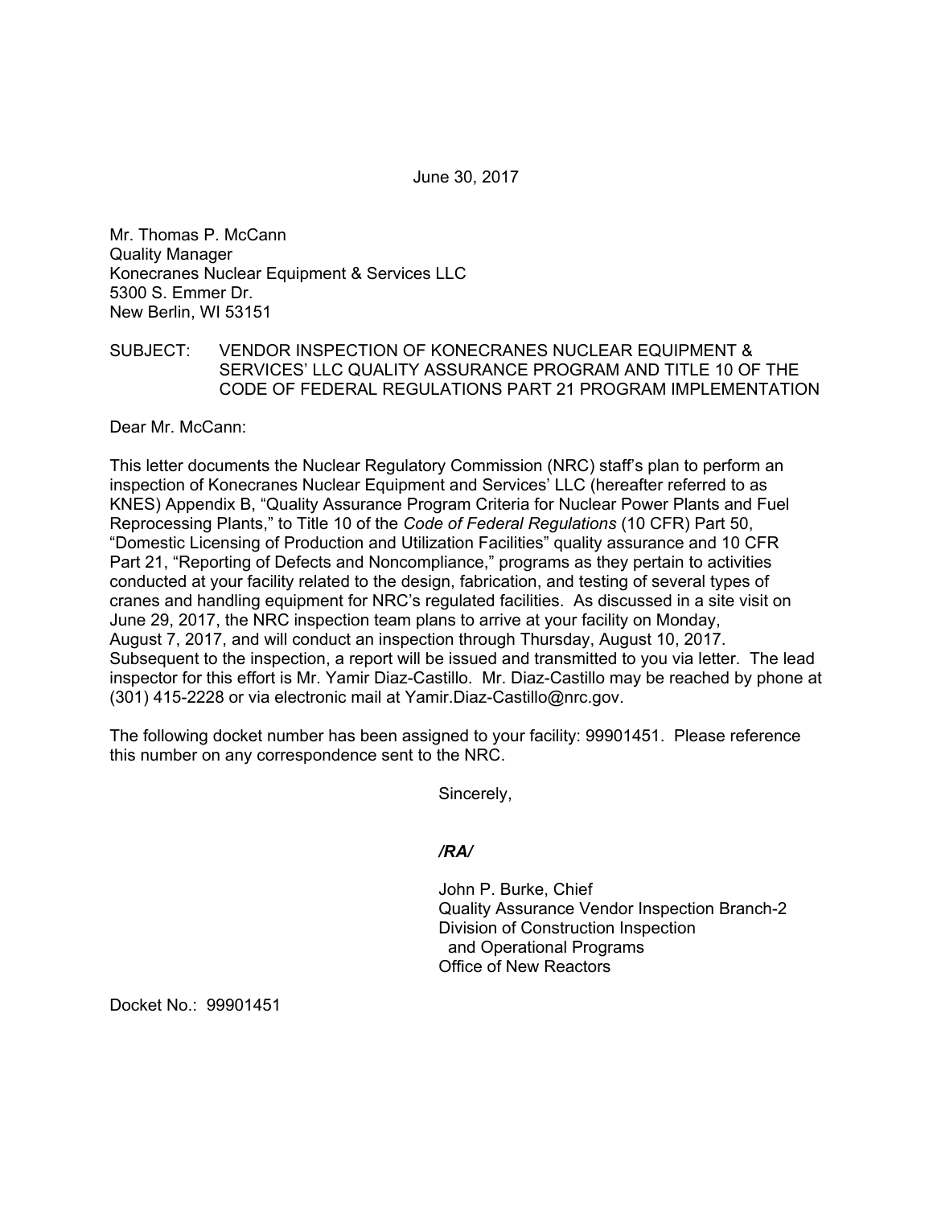June 30, 2017

Mr. Thomas P. McCann
Quality Manager
Konecranes Nuclear Equipment & Services LLC
5300 S. Emmer Dr.
New Berlin, WI 53151

SUBJECT: VENDOR INSPECTION OF KONECRANES NUCLEAR EQUIPMENT & SERVICES' LLC QUALITY ASSURANCE PROGRAM AND TITLE 10 OF THE CODE OF FEDERAL REGULATIONS PART 21 PROGRAM IMPLEMENTATION

Dear Mr. McCann:

This letter documents the Nuclear Regulatory Commission (NRC) staff's plan to perform an inspection of Konecranes Nuclear Equipment and Services' LLC (hereafter referred to as KNES) Appendix B, "Quality Assurance Program Criteria for Nuclear Power Plants and Fuel Reprocessing Plants," to Title 10 of the *Code of Federal Regulations* (10 CFR) Part 50, "Domestic Licensing of Production and Utilization Facilities" quality assurance and 10 CFR Part 21, "Reporting of Defects and Noncompliance," programs as they pertain to activities conducted at your facility related to the design, fabrication, and testing of several types of cranes and handling equipment for NRC's regulated facilities. As discussed in a site visit on June 29, 2017, the NRC inspection team plans to arrive at your facility on Monday, August 7, 2017, and will conduct an inspection through Thursday, August 10, 2017. Subsequent to the inspection, a report will be issued and transmitted to you via letter. The lead inspector for this effort is Mr. Yamir Diaz-Castillo. Mr. Diaz-Castillo may be reached by phone at (301) 415-2228 or via electronic mail at Yamir.Diaz-Castillo@nrc.gov.

The following docket number has been assigned to your facility: 99901451. Please reference this number on any correspondence sent to the NRC.

Sincerely,

***/RA/***

John P. Burke, Chief
Quality Assurance Vendor Inspection Branch-2
Division of Construction Inspection
and Operational Programs
Office of New Reactors

Docket No.: 99901451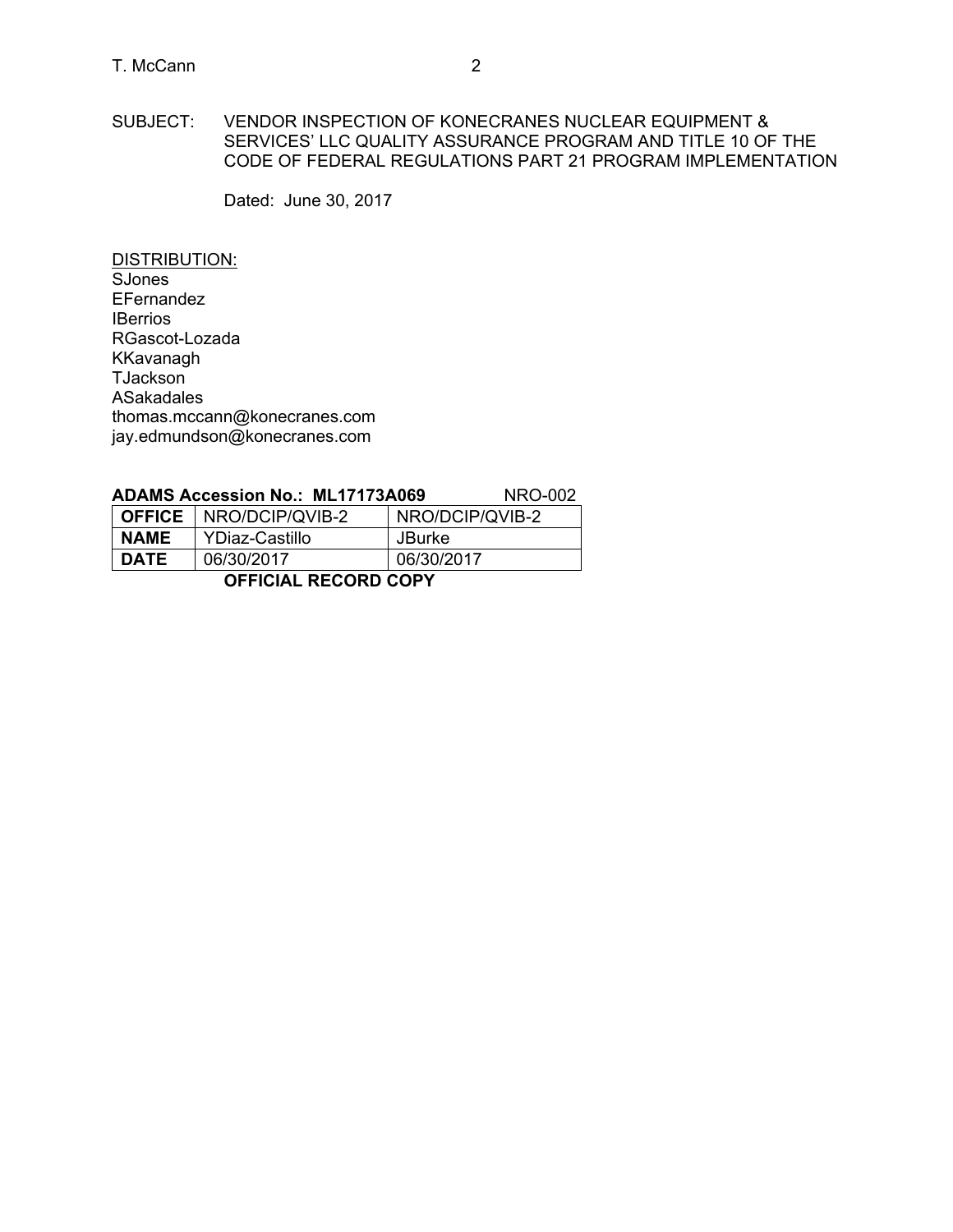SUBJECT: VENDOR INSPECTION OF KONECRANES NUCLEAR EQUIPMENT & SERVICES' LLC QUALITY ASSURANCE PROGRAM AND TITLE 10 OF THE CODE OF FEDERAL REGULATIONS PART 21 PROGRAM IMPLEMENTATION

Dated: June 30, 2017

DISTRIBUTION:
SJones
EFernandez
IBerrios
RGascot-Lozada
KKavanagh
TJackson
ASakadales
thomas.mccann@konecranes.com
jay.edmundson@konecranes.com

**ADAMS Accession No.: ML17173A069** NRO-002

| | | |
|---|---|---|
| **OFFICE** | NRO/DCIP/QVIB-2 | NRO/DCIP/QVIB-2 |
| **NAME** | YDiaz-Castillo | JBurke |
| **DATE** | 06/30/2017 | 06/30/2017 |

**OFFICIAL RECORD COPY**